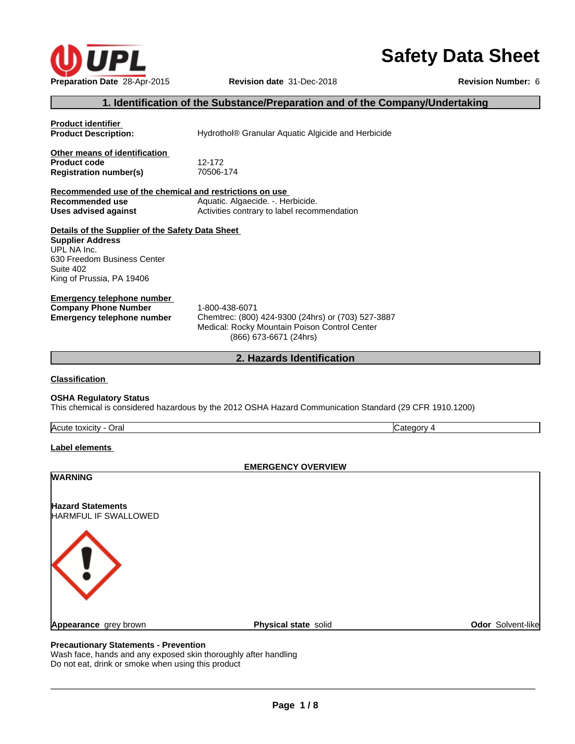# Safety Data Sheet

**Preparation Date** 28-Apr-2015 **Revision date** 31-Dec-2018 **Revision Number:** 6

## 1. Identification of the Substance/Preparation and of the Company/Undertaking

**Product identifier**

| | |
|---|---|
| **Product Description:** | Hydrothol® Granular Aquatic Algicide and Herbicide |

**Other means of identification**

| | |
|---|---|
| **Product code** | 12-172 |
| **Registration number(s)** | 70506-174 |

**Recommended use of the chemical and restrictions on use**

| | |
|---|---|
| **Recommended use** | Aquatic. Algaecide. -. Herbicide. |
| **Uses advised against** | Activities contrary to label recommendation |

**Details of the Supplier of the Safety Data Sheet**

**Supplier Address**
UPL NA Inc.
630 Freedom Business Center
Suite 402
King of Prussia, PA 19406

**Emergency telephone number**

| | |
|---|---|
| **Company Phone Number** | 1-800-438-6071 |
| **Emergency telephone number** | Chemtrec: (800) 424-9300 (24hrs) or (703) 527-3887<br>Medical: Rocky Mountain Poison Control Center<br>(866) 673-6671 (24hrs) |

## 2. Hazards Identification

**Classification**

**OSHA Regulatory Status**
This chemical is considered hazardous by the 2012 OSHA Hazard Communication Standard (29 CFR 1910.1200)

| | |
|---|---|
| Acute toxicity - Oral | Category 4 |

**Label elements**

**EMERGENCY OVERVIEW**

**WARNING**

**Hazard Statements**
HARMFUL IF SWALLOWED

**Appearance** grey brown **Physical state** solid **Odor** Solvent-like

**Precautionary Statements - Prevention**
Wash face, hands and any exposed skin thoroughly after handling
Do not eat, drink or smoke when using this product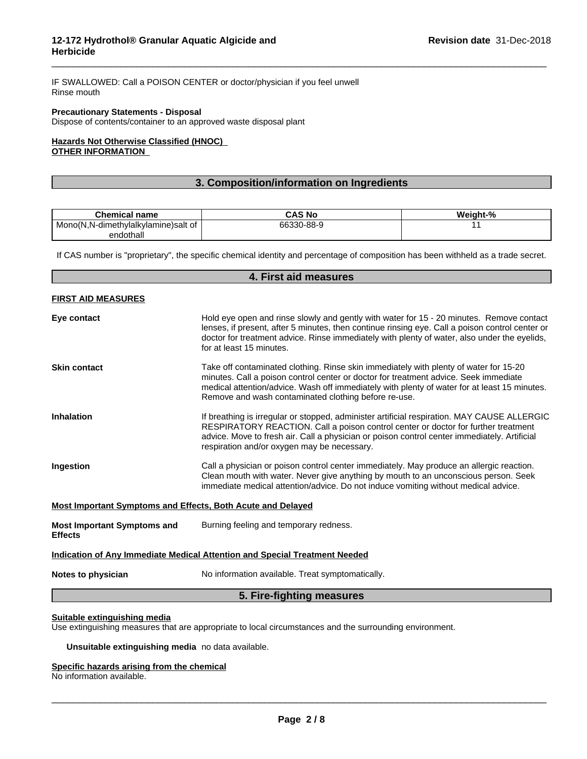IF SWALLOWED: Call a POISON CENTER or doctor/physician if you feel unwell
Rinse mouth

**Precautionary Statements - Disposal**
Dispose of contents/container to an approved waste disposal plant

**Hazards Not Otherwise Classified (HNOC)**
**OTHER INFORMATION**

## 3. Composition/information on Ingredients

| Chemical name | CAS No | Weight-% |
|---|---|---|
| Mono(N,N-dimethylalkylamine)salt of endothall | 66330-88-9 | 11 |

If CAS number is "proprietary", the specific chemical identity and percentage of composition has been withheld as a trade secret.

## 4. First aid measures

**FIRST AID MEASURES**

**Eye contact** Hold eye open and rinse slowly and gently with water for 15 - 20 minutes. Remove contact lenses, if present, after 5 minutes, then continue rinsing eye. Call a poison control center or doctor for treatment advice. Rinse immediately with plenty of water, also under the eyelids, for at least 15 minutes.

**Skin contact** Take off contaminated clothing. Rinse skin immediately with plenty of water for 15-20 minutes. Call a poison control center or doctor for treatment advice. Seek immediate medical attention/advice. Wash off immediately with plenty of water for at least 15 minutes. Remove and wash contaminated clothing before re-use.

**Inhalation** If breathing is irregular or stopped, administer artificial respiration. MAY CAUSE ALLERGIC RESPIRATORY REACTION. Call a poison control center or doctor for further treatment advice. Move to fresh air. Call a physician or poison control center immediately. Artificial respiration and/or oxygen may be necessary.

**Ingestion** Call a physician or poison control center immediately. May produce an allergic reaction. Clean mouth with water. Never give anything by mouth to an unconscious person. Seek immediate medical attention/advice. Do not induce vomiting without medical advice.

**Most Important Symptoms and Effects, Both Acute and Delayed**

**Most Important Symptoms and Effects** Burning feeling and temporary redness.

**Indication of Any Immediate Medical Attention and Special Treatment Needed**

**Notes to physician** No information available. Treat symptomatically.

## 5. Fire-fighting measures

**Suitable extinguishing media**
Use extinguishing measures that are appropriate to local circumstances and the surrounding environment.

**Unsuitable extinguishing media** no data available.

**Specific hazards arising from the chemical**
No information available.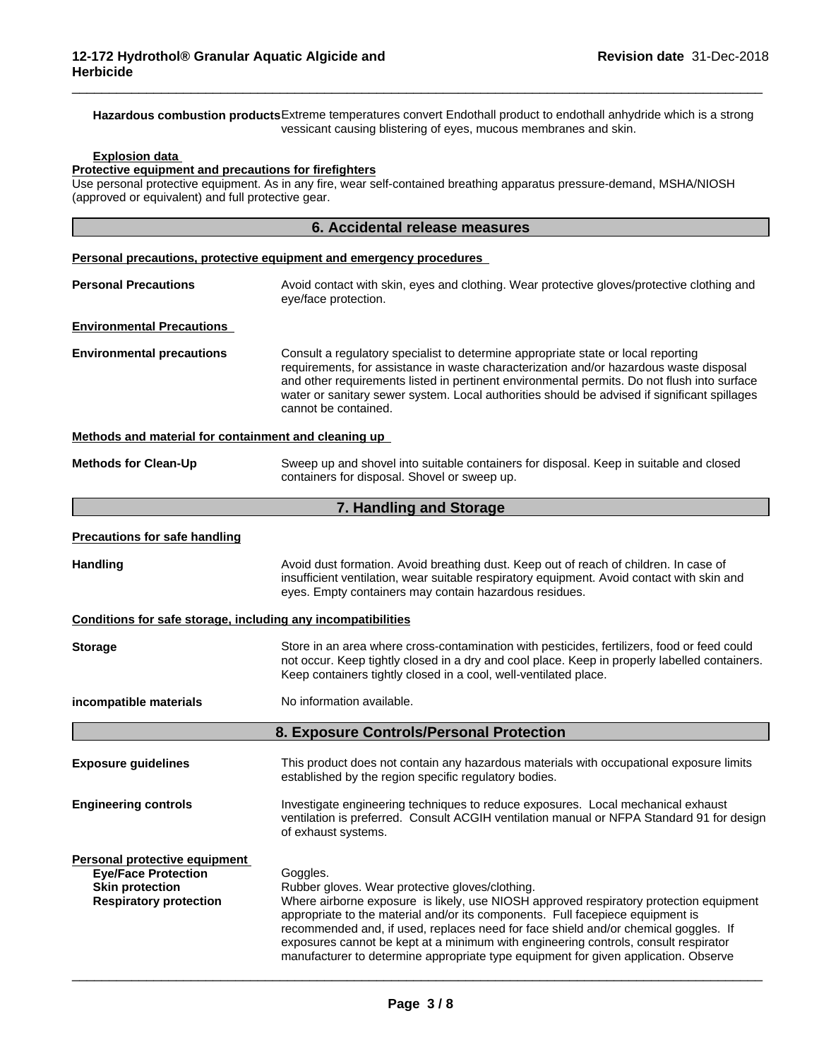**Hazardous combustion products** Extreme temperatures convert Endothall product to endothall anhydride which is a strong vessicant causing blistering of eyes, mucous membranes and skin.

**Explosion data**

**Protective equipment and precautions for firefighters**

Use personal protective equipment. As in any fire, wear self-contained breathing apparatus pressure-demand, MSHA/NIOSH (approved or equivalent) and full protective gear.

## 6. Accidental release measures

**Personal precautions, protective equipment and emergency procedures**

**Personal Precautions** Avoid contact with skin, eyes and clothing. Wear protective gloves/protective clothing and eye/face protection.

**Environmental Precautions**

**Environmental precautions** Consult a regulatory specialist to determine appropriate state or local reporting requirements, for assistance in waste characterization and/or hazardous waste disposal and other requirements listed in pertinent environmental permits. Do not flush into surface water or sanitary sewer system. Local authorities should be advised if significant spillages cannot be contained.

**Methods and material for containment and cleaning up**

**Methods for Clean-Up** Sweep up and shovel into suitable containers for disposal. Keep in suitable and closed containers for disposal. Shovel or sweep up.

## 7. Handling and Storage

**Precautions for safe handling**

**Handling** Avoid dust formation. Avoid breathing dust. Keep out of reach of children. In case of insufficient ventilation, wear suitable respiratory equipment. Avoid contact with skin and eyes. Empty containers may contain hazardous residues.

**Conditions for safe storage, including any incompatibilities**

**Storage** Store in an area where cross-contamination with pesticides, fertilizers, food or feed could not occur. Keep tightly closed in a dry and cool place. Keep in properly labelled containers. Keep containers tightly closed in a cool, well-ventilated place.

**incompatible materials** No information available.

## 8. Exposure Controls/Personal Protection

**Exposure guidelines** This product does not contain any hazardous materials with occupational exposure limits established by the region specific regulatory bodies.

**Engineering controls** Investigate engineering techniques to reduce exposures. Local mechanical exhaust ventilation is preferred. Consult ACGIH ventilation manual or NFPA Standard 91 for design of exhaust systems.

**Personal protective equipment**

**Eye/Face Protection** Goggles.

**Skin protection** Rubber gloves. Wear protective gloves/clothing.

**Respiratory protection** Where airborne exposure is likely, use NIOSH approved respiratory protection equipment appropriate to the material and/or its components. Full facepiece equipment is recommended and, if used, replaces need for face shield and/or chemical goggles. If exposures cannot be kept at a minimum with engineering controls, consult respirator manufacturer to determine appropriate type equipment for given application. Observe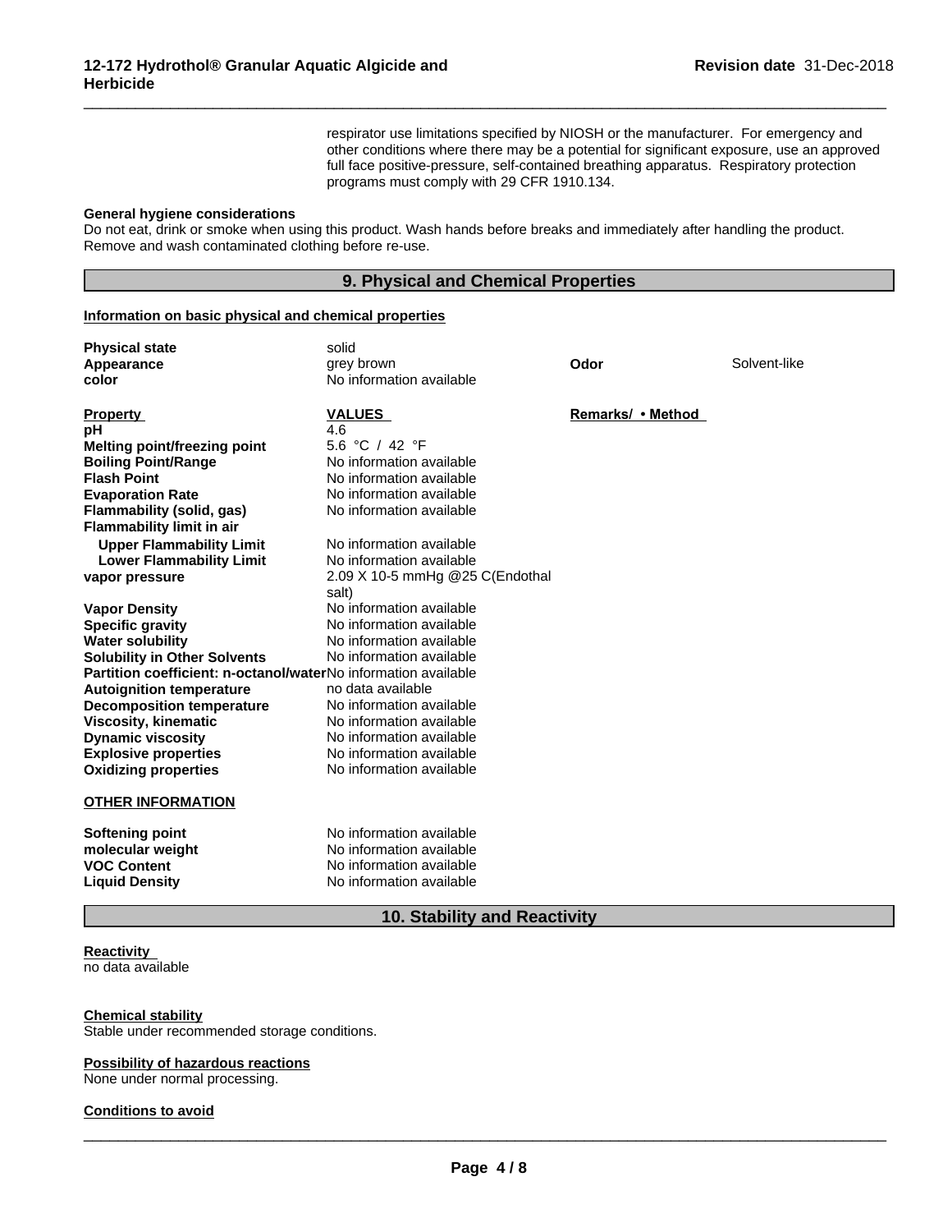respirator use limitations specified by NIOSH or the manufacturer. For emergency and other conditions where there may be a potential for significant exposure, use an approved full face positive-pressure, self-contained breathing apparatus. Respiratory protection programs must comply with 29 CFR 1910.134.

**General hygiene considerations**
Do not eat, drink or smoke when using this product. Wash hands before breaks and immediately after handling the product. Remove and wash contaminated clothing before re-use.

## 9. Physical and Chemical Properties

**Information on basic physical and chemical properties**

| | | | |
|---|---|---|---|
| **Physical state** | solid | | |
| **Appearance** | grey brown | **Odor** | Solvent-like |
| **color** | No information available | | |

| **Property** | **VALUES** | **Remarks/ • Method** |
|---|---|---|
| **pH** | 4.6 | |
| **Melting point/freezing point** | 5.6 °C / 42 °F | |
| **Boiling Point/Range** | No information available | |
| **Flash Point** | No information available | |
| **Evaporation Rate** | No information available | |
| **Flammability (solid, gas)** | No information available | |
| **Flammability limit in air** | | |
| **Upper Flammability Limit** | No information available | |
| **Lower Flammability Limit** | No information available | |
| **vapor pressure** | 2.09 X 10-5 mmHg @25 C(Endothal salt) | |
| **Vapor Density** | No information available | |
| **Specific gravity** | No information available | |
| **Water solubility** | No information available | |
| **Solubility in Other Solvents** | No information available | |
| **Partition coefficient: n-octanol/water** | No information available | |
| **Autoignition temperature** | no data available | |
| **Decomposition temperature** | No information available | |
| **Viscosity, kinematic** | No information available | |
| **Dynamic viscosity** | No information available | |
| **Explosive properties** | No information available | |
| **Oxidizing properties** | No information available | |

**OTHER INFORMATION**

| | |
|---|---|
| **Softening point** | No information available |
| **molecular weight** | No information available |
| **VOC Content** | No information available |
| **Liquid Density** | No information available |

## 10. Stability and Reactivity

**Reactivity**
no data available

**Chemical stability**
Stable under recommended storage conditions.

**Possibility of hazardous reactions**
None under normal processing.

**Conditions to avoid**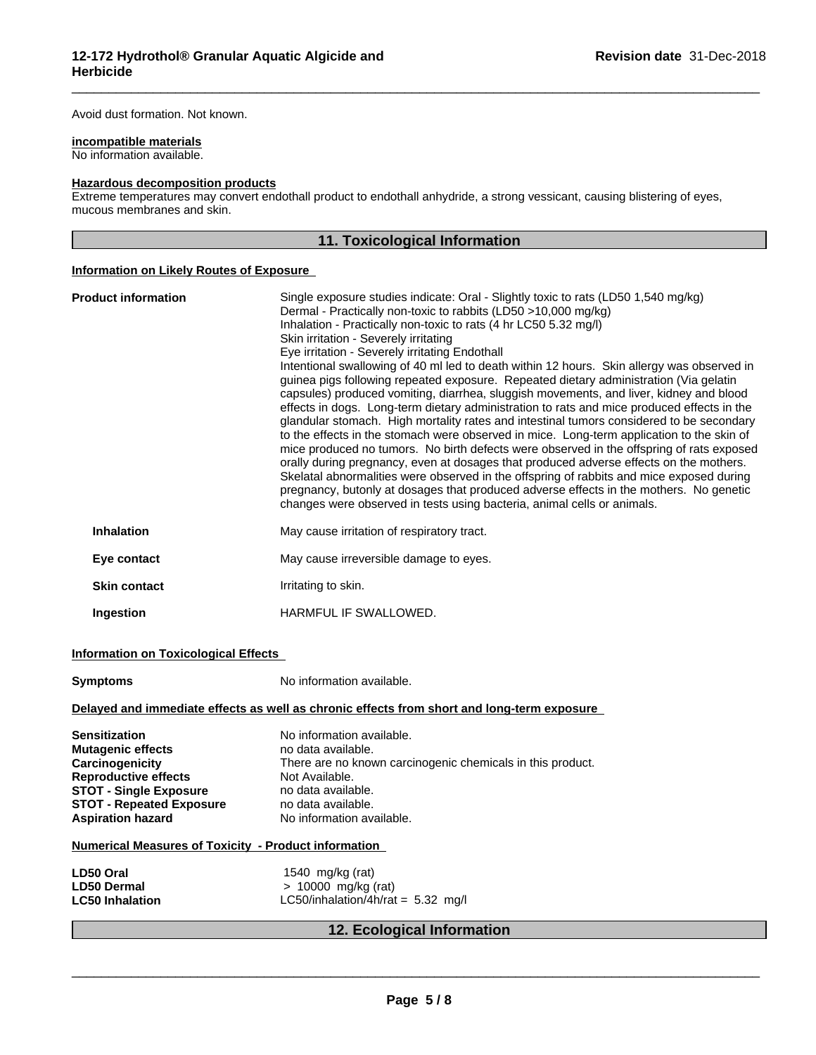Avoid dust formation. Not known.

**incompatible materials**

No information available.

**Hazardous decomposition products**

Extreme temperatures may convert endothall product to endothall anhydride, a strong vessicant, causing blistering of eyes, mucous membranes and skin.

## 11. Toxicological Information

**Information on Likely Routes of Exposure**

**Product information**

Single exposure studies indicate: Oral - Slightly toxic to rats (LD50 1,540 mg/kg)
Dermal - Practically non-toxic to rabbits (LD50 >10,000 mg/kg)
Inhalation - Practically non-toxic to rats (4 hr LC50 5.32 mg/l)
Skin irritation - Severely irritating
Eye irritation - Severely irritating Endothall
Intentional swallowing of 40 ml led to death within 12 hours. Skin allergy was observed in guinea pigs following repeated exposure. Repeated dietary administration (Via gelatin capsules) produced vomiting, diarrhea, sluggish movements, and liver, kidney and blood effects in dogs. Long-term dietary administration to rats and mice produced effects in the glandular stomach. High mortality rates and intestinal tumors considered to be secondary to the effects in the stomach were observed in mice. Long-term application to the skin of mice produced no tumors. No birth defects were observed in the offspring of rats exposed orally during pregnancy, even at dosages that produced adverse effects on the mothers. Skelatal abnormalities were observed in the offspring of rabbits and mice exposed during pregnancy, butonly at dosages that produced adverse effects in the mothers. No genetic changes were observed in tests using bacteria, animal cells or animals.

| | |
|---|---|
| **Inhalation** | May cause irritation of respiratory tract. |
| **Eye contact** | May cause irreversible damage to eyes. |
| **Skin contact** | Irritating to skin. |
| **Ingestion** | HARMFUL IF SWALLOWED. |

**Information on Toxicological Effects**

| | |
|---|---|
| **Symptoms** | No information available. |

**Delayed and immediate effects as well as chronic effects from short and long-term exposure**

| | |
|---|---|
| **Sensitization** | No information available. |
| **Mutagenic effects** | no data available. |
| **Carcinogenicity** | There are no known carcinogenic chemicals in this product. |
| **Reproductive effects** | Not Available. |
| **STOT - Single Exposure** | no data available. |
| **STOT - Repeated Exposure** | no data available. |
| **Aspiration hazard** | No information available. |

**Numerical Measures of Toxicity - Product information**

| | |
|---|---|
| **LD50 Oral** | 1540 mg/kg (rat) |
| **LD50 Dermal** | > 10000 mg/kg (rat) |
| **LC50 Inhalation** | LC50/inhalation/4h/rat = 5.32 mg/l |

## 12. Ecological Information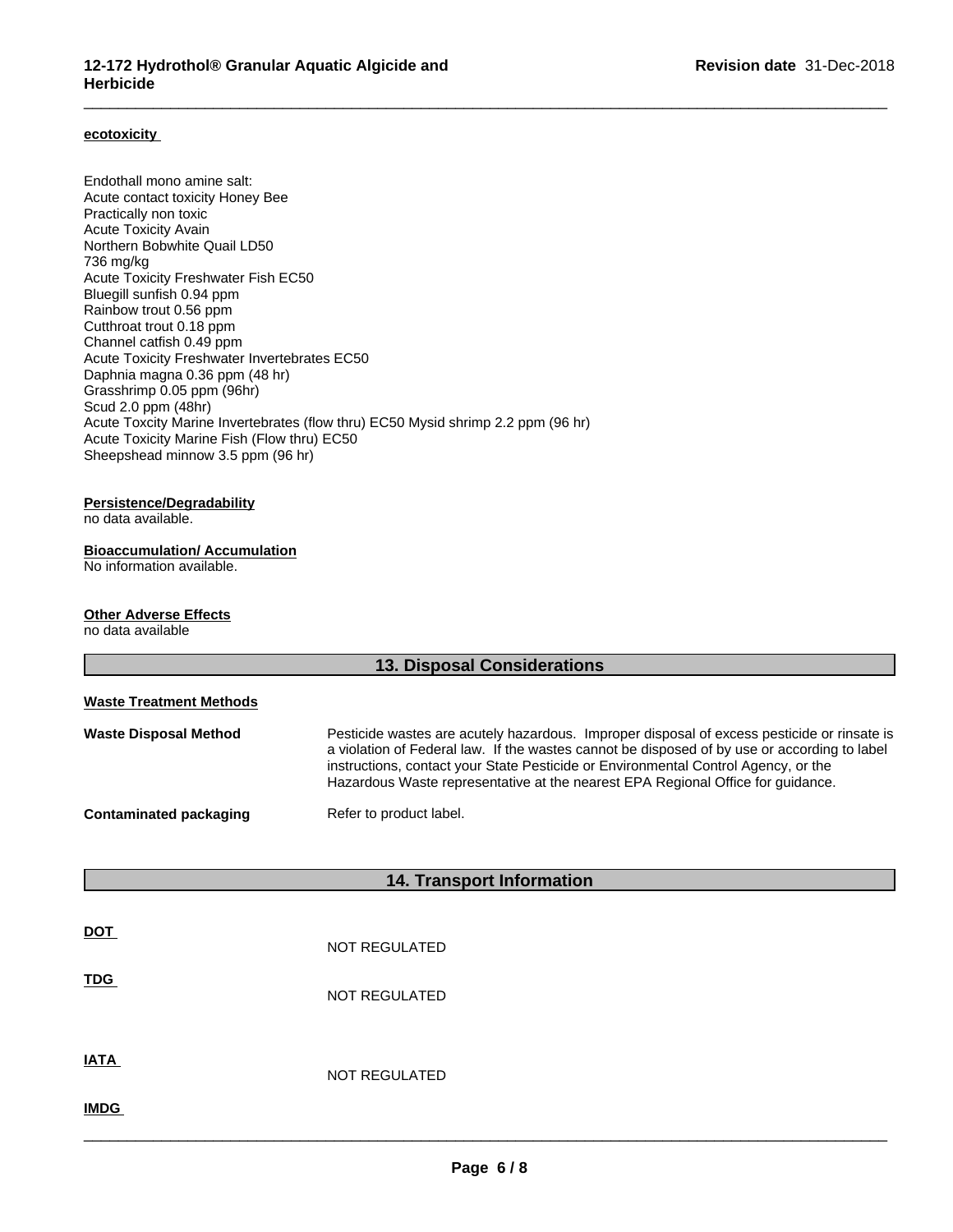**ecotoxicity**

Endothall mono amine salt:
Acute contact toxicity Honey Bee
Practically non toxic
Acute Toxicity Avain
Northern Bobwhite Quail LD50
736 mg/kg
Acute Toxicity Freshwater Fish EC50
Bluegill sunfish 0.94 ppm
Rainbow trout 0.56 ppm
Cutthroat trout 0.18 ppm
Channel catfish 0.49 ppm
Acute Toxicity Freshwater Invertebrates EC50
Daphnia magna 0.36 ppm (48 hr)
Grasshrimp 0.05 ppm (96hr)
Scud 2.0 ppm (48hr)
Acute Toxcity Marine Invertebrates (flow thru) EC50 Mysid shrimp 2.2 ppm (96 hr)
Acute Toxicity Marine Fish (Flow thru) EC50
Sheepshead minnow 3.5 ppm (96 hr)

**Persistence/Degradability**
no data available.

**Bioaccumulation/ Accumulation**
No information available.

**Other Adverse Effects**
no data available

## 13. Disposal Considerations

**Waste Treatment Methods**

**Waste Disposal Method** — Pesticide wastes are acutely hazardous. Improper disposal of excess pesticide or rinsate is a violation of Federal law. If the wastes cannot be disposed of by use or according to label instructions, contact your State Pesticide or Environmental Control Agency, or the Hazardous Waste representative at the nearest EPA Regional Office for guidance.

**Contaminated packaging** — Refer to product label.

## 14. Transport Information

**DOT**
NOT REGULATED

**TDG**
NOT REGULATED

**IATA**
NOT REGULATED

**IMDG**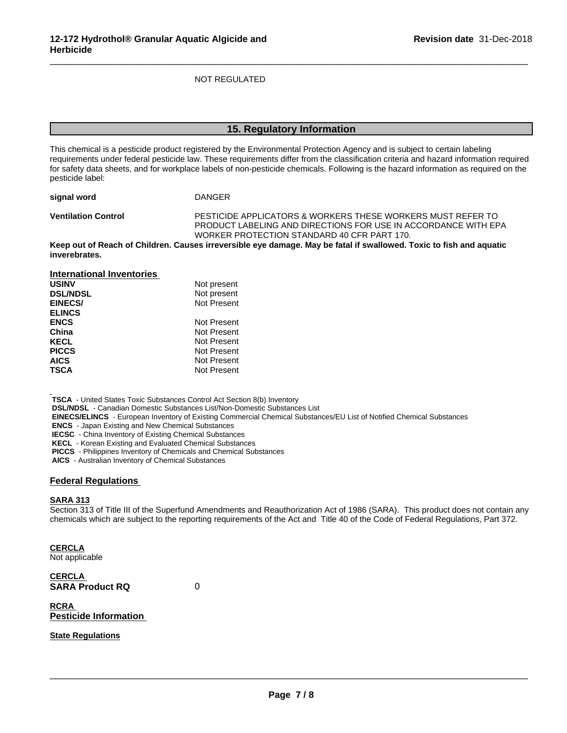NOT REGULATED

## 15. Regulatory Information

This chemical is a pesticide product registered by the Environmental Protection Agency and is subject to certain labeling requirements under federal pesticide law. These requirements differ from the classification criteria and hazard information required for safety data sheets, and for workplace labels of non-pesticide chemicals. Following is the hazard information as required on the pesticide label:

| | |
|---|---|
| **signal word** | DANGER |
| **Ventilation Control** | PESTICIDE APPLICATORS & WORKERS THESE WORKERS MUST REFER TO PRODUCT LABELING AND DIRECTIONS FOR USE IN ACCORDANCE WITH EPA WORKER PROTECTION STANDARD 40 CFR PART 170. |

**Keep out of Reach of Children. Causes irreversible eye damage. May be fatal if swallowed. Toxic to fish and aquatic inverebrates.**

### International Inventories

| | |
|---|---|
| **USINV** | Not present |
| **DSL/NDSL** | Not present |
| **EINECS/ ELINCS** | Not Present |
| **ENCS** | Not Present |
| **China** | Not Present |
| **KECL** | Not Present |
| **PICCS** | Not Present |
| **AICS** | Not Present |
| **TSCA** | Not Present |

**TSCA** - United States Toxic Substances Control Act Section 8(b) Inventory
**DSL/NDSL** - Canadian Domestic Substances List/Non-Domestic Substances List
**EINECS/ELINCS** - European Inventory of Existing Commercial Chemical Substances/EU List of Notified Chemical Substances
**ENCS** - Japan Existing and New Chemical Substances
**IECSC** - China Inventory of Existing Chemical Substances
**KECL** - Korean Existing and Evaluated Chemical Substances
**PICCS** - Philippines Inventory of Chemicals and Chemical Substances
**AICS** - Australian Inventory of Chemical Substances

### Federal Regulations

**SARA 313**

Section 313 of Title III of the Superfund Amendments and Reauthorization Act of 1986 (SARA). This product does not contain any chemicals which are subject to the reporting requirements of the Act and Title 40 of the Code of Federal Regulations, Part 372.

**CERCLA**

Not applicable

**CERCLA**

**SARA Product RQ** 0

**RCRA**

**Pesticide Information**

**State Regulations**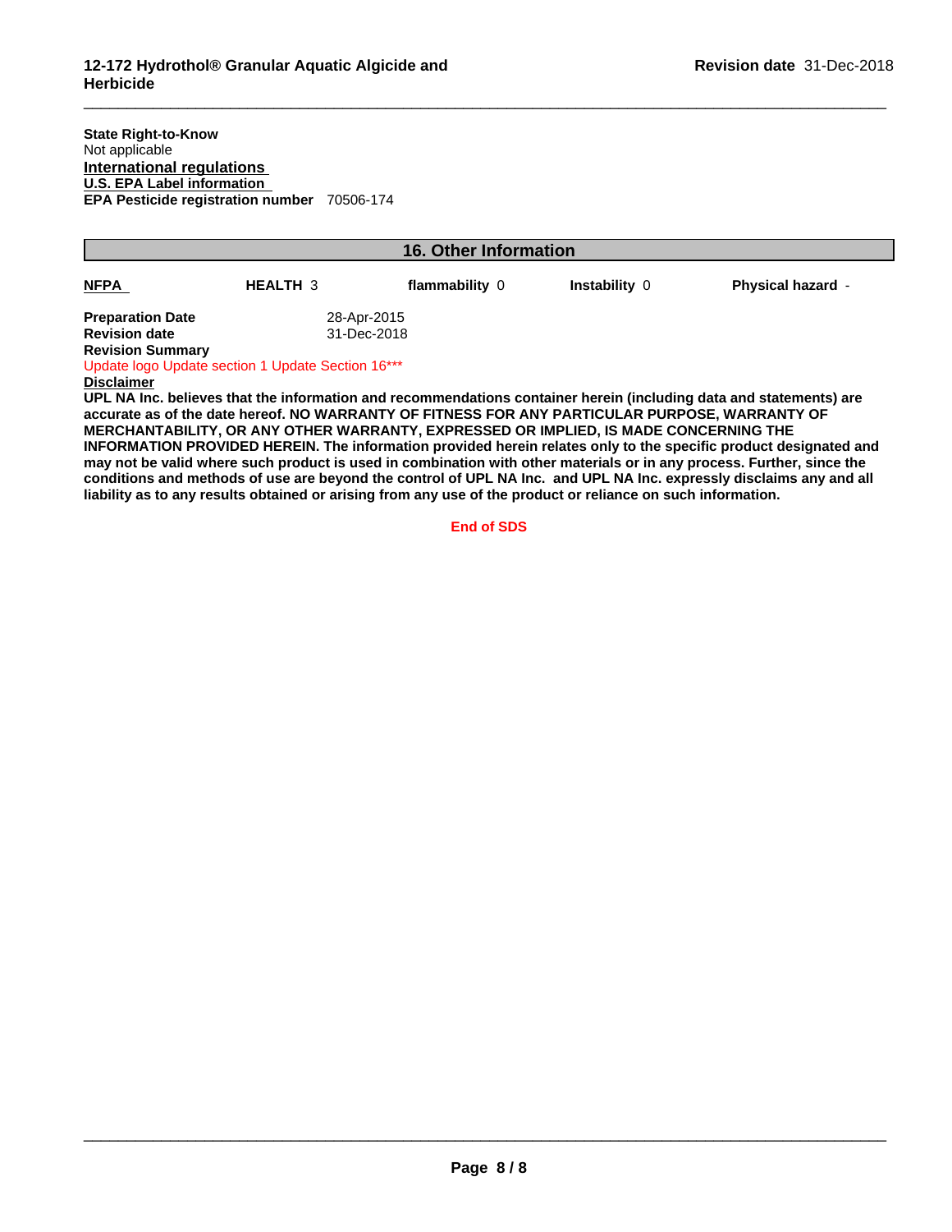**State Right-to-Know**
Not applicable

**International regulations**

**U.S. EPA Label information**

**EPA Pesticide registration number** 70506-174

## 16. Other Information

| NFPA | HEALTH 3 | flammability 0 | Instability 0 | Physical hazard - |
|---|---|---|---|---|

**Preparation Date** 28-Apr-2015
**Revision date** 31-Dec-2018
**Revision Summary**
Update logo Update section 1 Update Section 16***

**Disclaimer**

**UPL NA Inc. believes that the information and recommendations container herein (including data and statements) are accurate as of the date hereof. NO WARRANTY OF FITNESS FOR ANY PARTICULAR PURPOSE, WARRANTY OF MERCHANTABILITY, OR ANY OTHER WARRANTY, EXPRESSED OR IMPLIED, IS MADE CONCERNING THE INFORMATION PROVIDED HEREIN. The information provided herein relates only to the specific product designated and may not be valid where such product is used in combination with other materials or in any process. Further, since the conditions and methods of use are beyond the control of UPL NA Inc. and UPL NA Inc. expressly disclaims any and all liability as to any results obtained or arising from any use of the product or reliance on such information.**

**End of SDS**